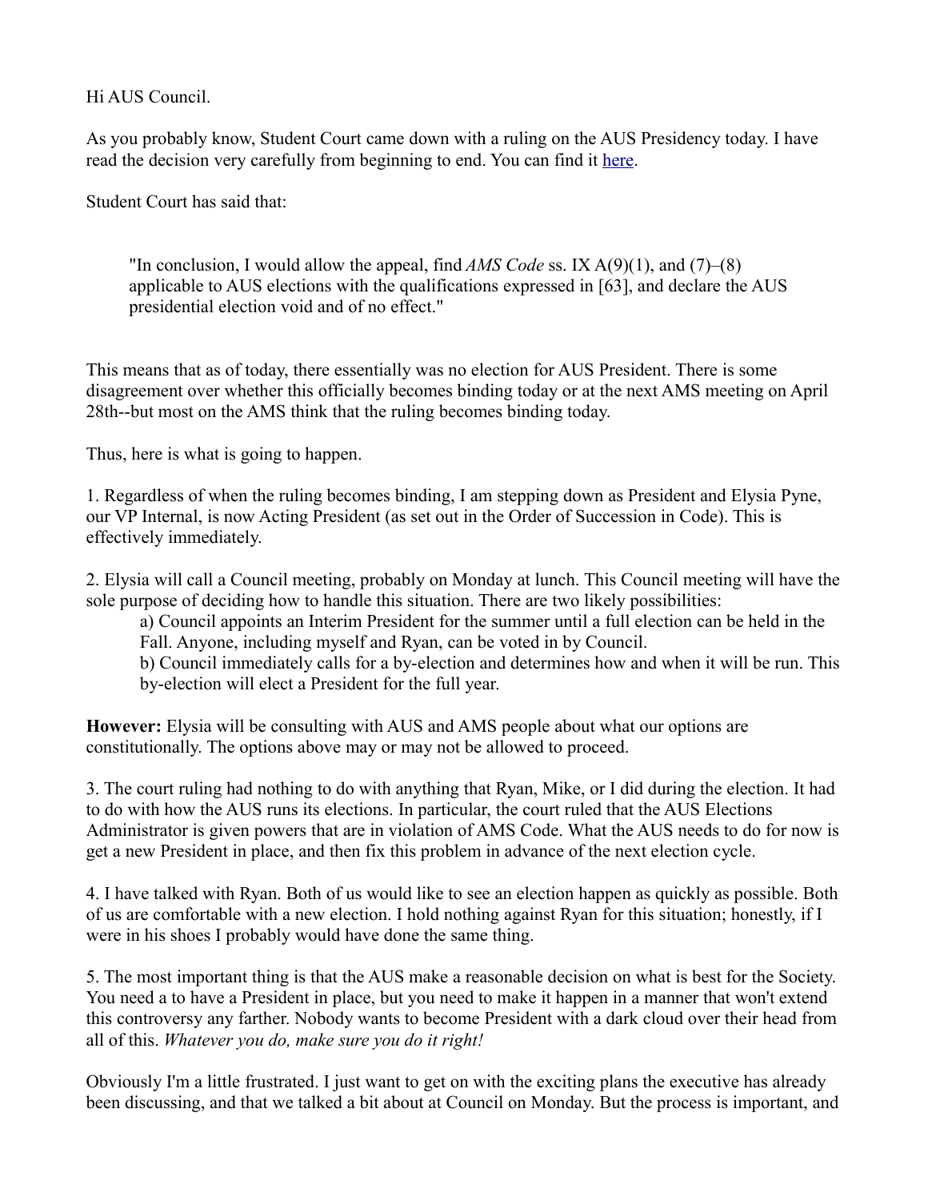Hi AUS Council.

As you probably know, Student Court came down with a ruling on the AUS Presidency today. I have read the decision very carefully from beginning to end. You can find it [here](here).

Student Court has said that:

> "In conclusion, I would allow the appeal, find *AMS Code* ss. IX A(9)(1), and (7)–(8) applicable to AUS elections with the qualifications expressed in [63], and declare the AUS presidential election void and of no effect."

This means that as of today, there essentially was no election for AUS President. There is some disagreement over whether this officially becomes binding today or at the next AMS meeting on April 28th--but most on the AMS think that the ruling becomes binding today.

Thus, here is what is going to happen.

1. Regardless of when the ruling becomes binding, I am stepping down as President and Elysia Pyne, our VP Internal, is now Acting President (as set out in the Order of Succession in Code). This is effectively immediately.

2. Elysia will call a Council meeting, probably on Monday at lunch. This Council meeting will have the sole purpose of deciding how to handle this situation. There are two likely possibilities:
   a) Council appoints an Interim President for the summer until a full election can be held in the Fall. Anyone, including myself and Ryan, can be voted in by Council.
   b) Council immediately calls for a by-election and determines how and when it will be run. This by-election will elect a President for the full year.

**However:** Elysia will be consulting with AUS and AMS people about what our options are constitutionally. The options above may or may not be allowed to proceed.

3. The court ruling had nothing to do with anything that Ryan, Mike, or I did during the election. It had to do with how the AUS runs its elections. In particular, the court ruled that the AUS Elections Administrator is given powers that are in violation of AMS Code. What the AUS needs to do for now is get a new President in place, and then fix this problem in advance of the next election cycle.

4. I have talked with Ryan. Both of us would like to see an election happen as quickly as possible. Both of us are comfortable with a new election. I hold nothing against Ryan for this situation; honestly, if I were in his shoes I probably would have done the same thing.

5. The most important thing is that the AUS make a reasonable decision on what is best for the Society. You need a to have a President in place, but you need to make it happen in a manner that won't extend this controversy any farther. Nobody wants to become President with a dark cloud over their head from all of this. *Whatever you do, make sure you do it right!*

Obviously I'm a little frustrated. I just want to get on with the exciting plans the executive has already been discussing, and that we talked a bit about at Council on Monday. But the process is important, and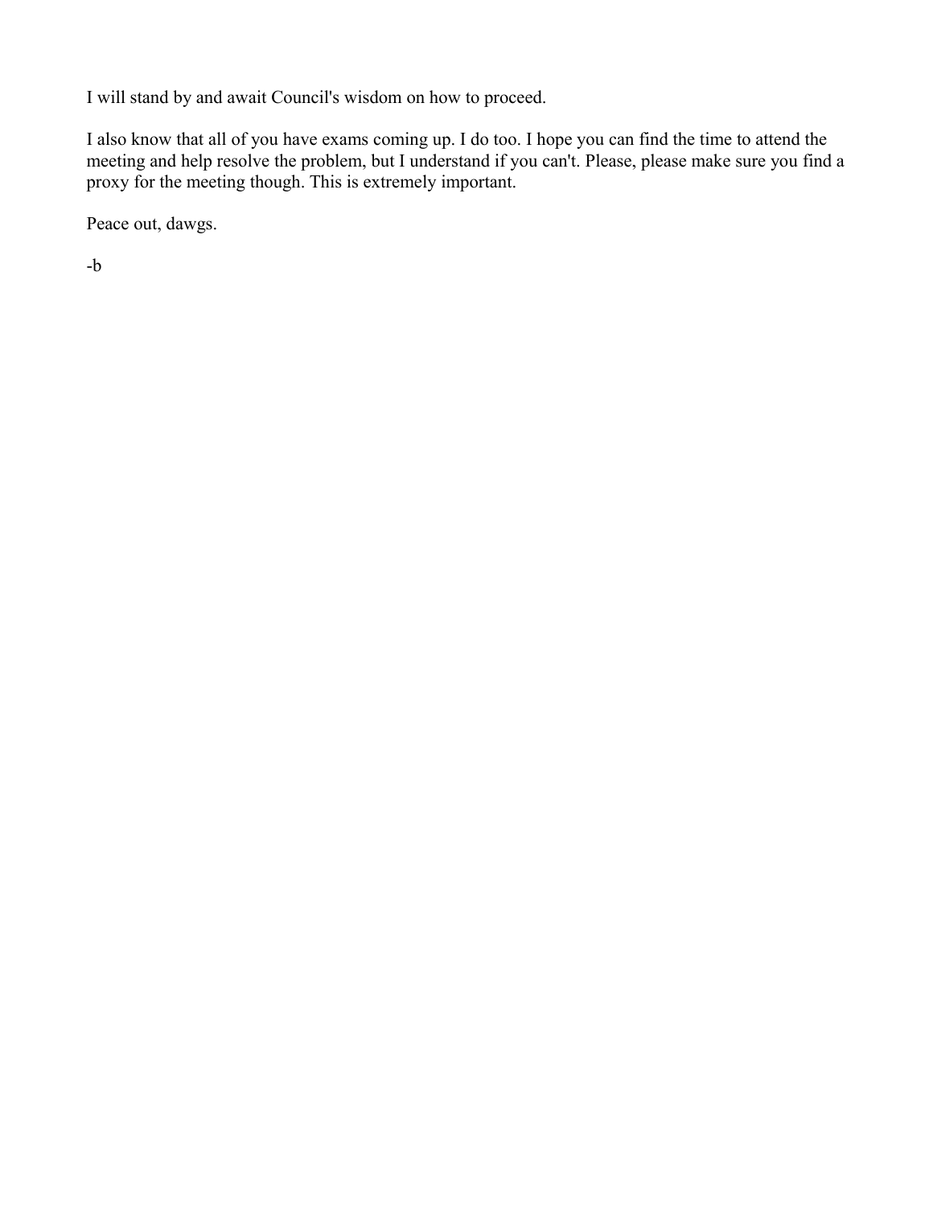I will stand by and await Council's wisdom on how to proceed.

I also know that all of you have exams coming up. I do too. I hope you can find the time to attend the meeting and help resolve the problem, but I understand if you can't. Please, please make sure you find a proxy for the meeting though. This is extremely important.

Peace out, dawgs.

-b